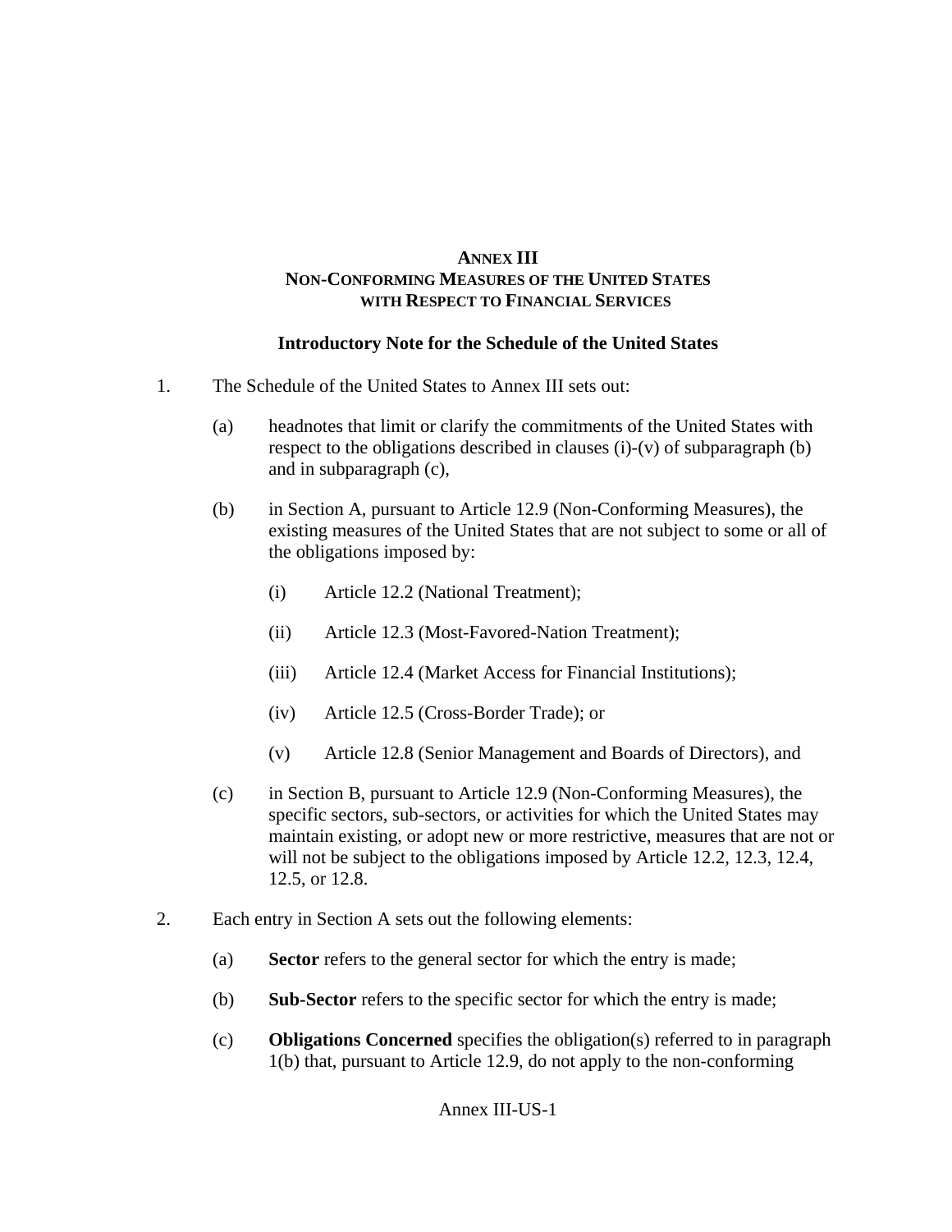# ANNEX III
## NON-CONFORMING MEASURES OF THE UNITED STATES WITH RESPECT TO FINANCIAL SERVICES

### Introductory Note for the Schedule of the United States

1. The Schedule of the United States to Annex III sets out:

   (a) headnotes that limit or clarify the commitments of the United States with respect to the obligations described in clauses (i)-(v) of subparagraph (b) and in subparagraph (c),

   (b) in Section A, pursuant to Article 12.9 (Non-Conforming Measures), the existing measures of the United States that are not subject to some or all of the obligations imposed by:

      (i) Article 12.2 (National Treatment);

      (ii) Article 12.3 (Most-Favored-Nation Treatment);

      (iii) Article 12.4 (Market Access for Financial Institutions);

      (iv) Article 12.5 (Cross-Border Trade); or

      (v) Article 12.8 (Senior Management and Boards of Directors), and

   (c) in Section B, pursuant to Article 12.9 (Non-Conforming Measures), the specific sectors, sub-sectors, or activities for which the United States may maintain existing, or adopt new or more restrictive, measures that are not or will not be subject to the obligations imposed by Article 12.2, 12.3, 12.4, 12.5, or 12.8.

2. Each entry in Section A sets out the following elements:

   (a) **Sector** refers to the general sector for which the entry is made;

   (b) **Sub-Sector** refers to the specific sector for which the entry is made;

   (c) **Obligations Concerned** specifies the obligation(s) referred to in paragraph 1(b) that, pursuant to Article 12.9, do not apply to the non-conforming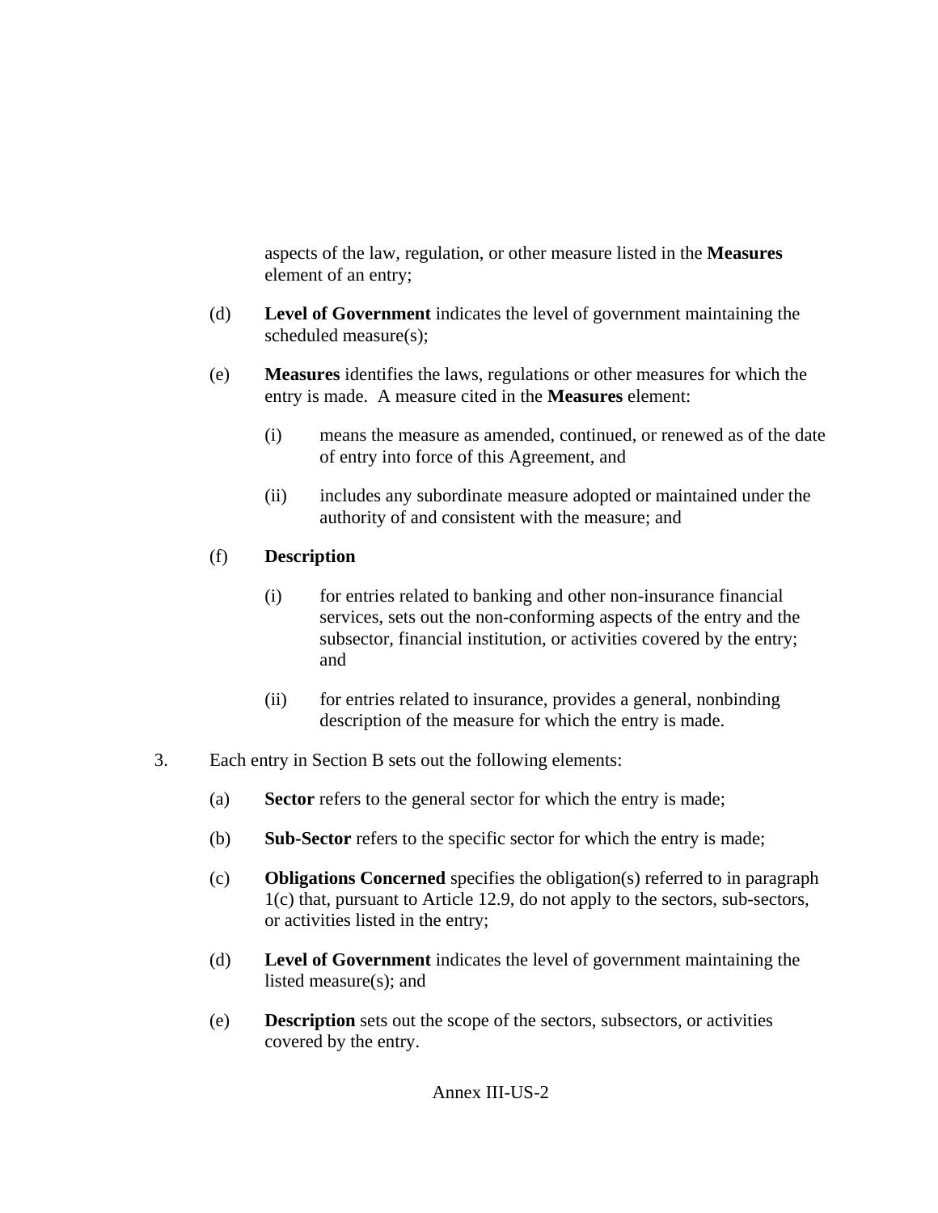aspects of the law, regulation, or other measure listed in the **Measures** element of an entry;

(d) **Level of Government** indicates the level of government maintaining the scheduled measure(s);

(e) **Measures** identifies the laws, regulations or other measures for which the entry is made. A measure cited in the **Measures** element:

  (i) means the measure as amended, continued, or renewed as of the date of entry into force of this Agreement, and

  (ii) includes any subordinate measure adopted or maintained under the authority of and consistent with the measure; and

(f) **Description**

  (i) for entries related to banking and other non-insurance financial services, sets out the non-conforming aspects of the entry and the subsector, financial institution, or activities covered by the entry; and

  (ii) for entries related to insurance, provides a general, nonbinding description of the measure for which the entry is made.

3. Each entry in Section B sets out the following elements:

(a) **Sector** refers to the general sector for which the entry is made;

(b) **Sub-Sector** refers to the specific sector for which the entry is made;

(c) **Obligations Concerned** specifies the obligation(s) referred to in paragraph 1(c) that, pursuant to Article 12.9, do not apply to the sectors, sub-sectors, or activities listed in the entry;

(d) **Level of Government** indicates the level of government maintaining the listed measure(s); and

(e) **Description** sets out the scope of the sectors, subsectors, or activities covered by the entry.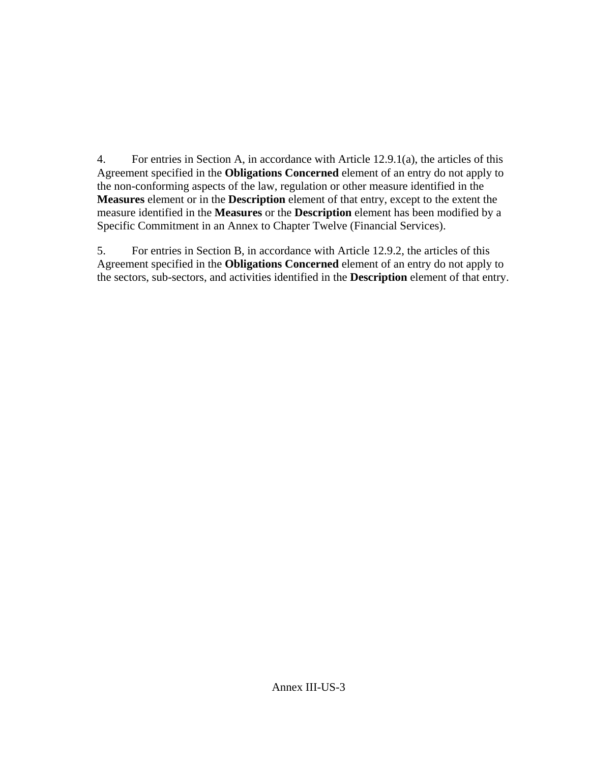4. For entries in Section A, in accordance with Article 12.9.1(a), the articles of this Agreement specified in the **Obligations Concerned** element of an entry do not apply to the non-conforming aspects of the law, regulation or other measure identified in the **Measures** element or in the **Description** element of that entry, except to the extent the measure identified in the **Measures** or the **Description** element has been modified by a Specific Commitment in an Annex to Chapter Twelve (Financial Services).

5. For entries in Section B, in accordance with Article 12.9.2, the articles of this Agreement specified in the **Obligations Concerned** element of an entry do not apply to the sectors, sub-sectors, and activities identified in the **Description** element of that entry.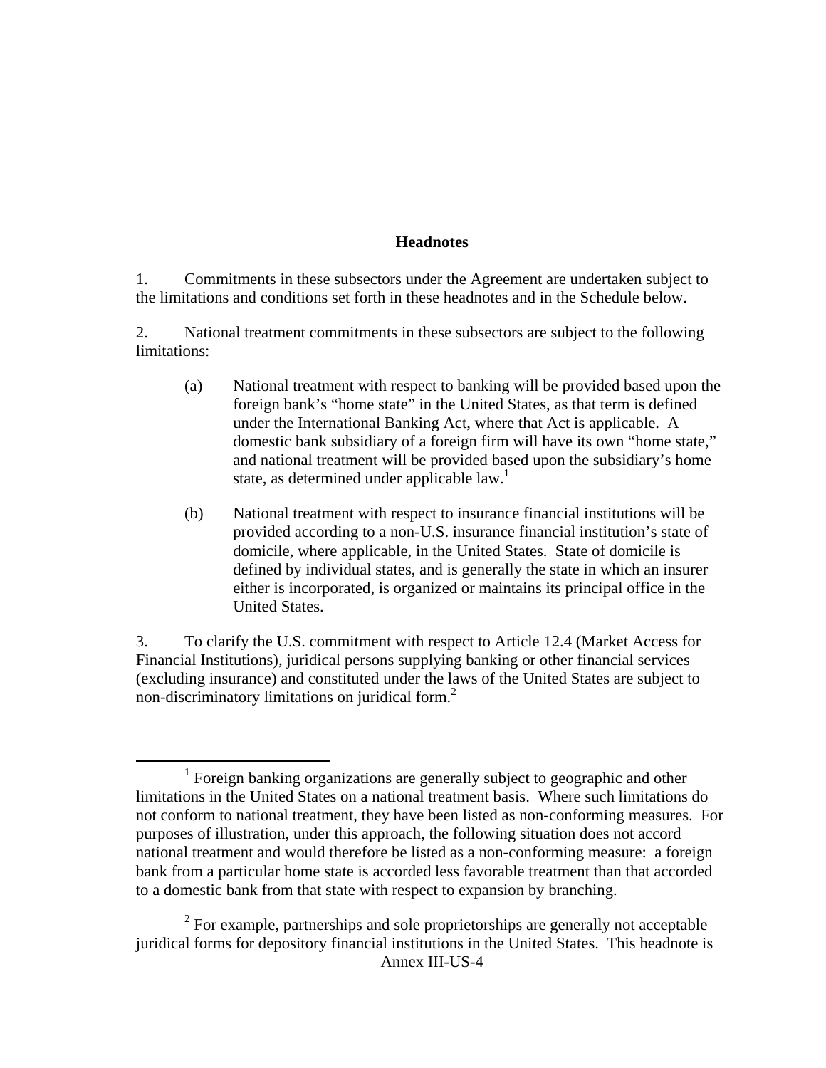## Headnotes

1. Commitments in these subsectors under the Agreement are undertaken subject to the limitations and conditions set forth in these headnotes and in the Schedule below.

2. National treatment commitments in these subsectors are subject to the following limitations:

   (a) National treatment with respect to banking will be provided based upon the foreign bank's "home state" in the United States, as that term is defined under the International Banking Act, where that Act is applicable. A domestic bank subsidiary of a foreign firm will have its own "home state," and national treatment will be provided based upon the subsidiary's home state, as determined under applicable law.[1]

   (b) National treatment with respect to insurance financial institutions will be provided according to a non-U.S. insurance financial institution's state of domicile, where applicable, in the United States. State of domicile is defined by individual states, and is generally the state in which an insurer either is incorporated, is organized or maintains its principal office in the United States.

3. To clarify the U.S. commitment with respect to Article 12.4 (Market Access for Financial Institutions), juridical persons supplying banking or other financial services (excluding insurance) and constituted under the laws of the United States are subject to non-discriminatory limitations on juridical form.[2]

---

[1] Foreign banking organizations are generally subject to geographic and other limitations in the United States on a national treatment basis. Where such limitations do not conform to national treatment, they have been listed as non-conforming measures. For purposes of illustration, under this approach, the following situation does not accord national treatment and would therefore be listed as a non-conforming measure: a foreign bank from a particular home state is accorded less favorable treatment than that accorded to a domestic bank from that state with respect to expansion by branching.

[2] For example, partnerships and sole proprietorships are generally not acceptable juridical forms for depository financial institutions in the United States. This headnote is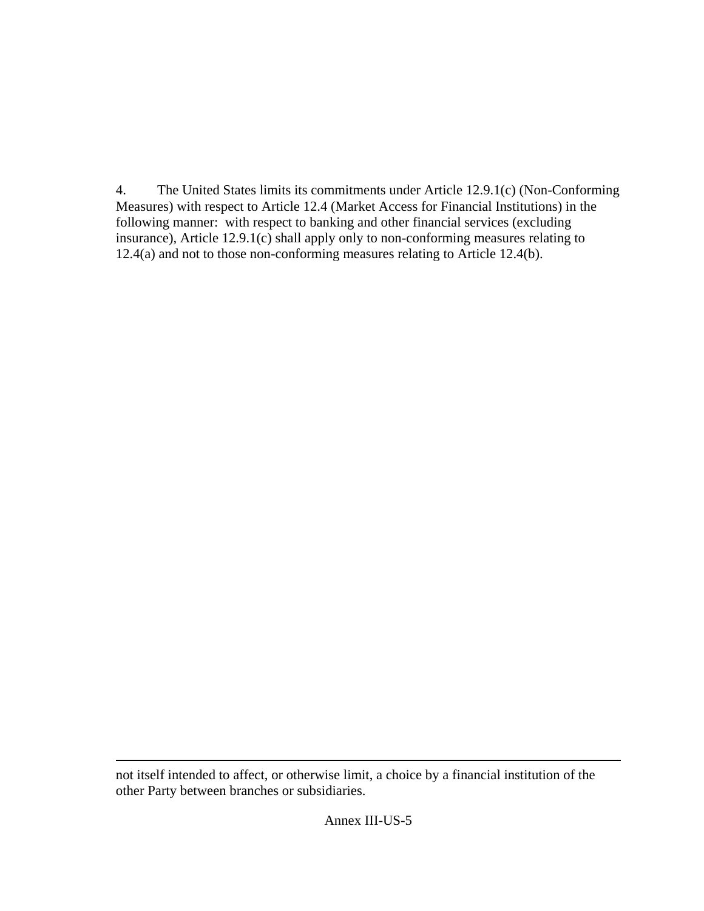4. The United States limits its commitments under Article 12.9.1(c) (Non-Conforming Measures) with respect to Article 12.4 (Market Access for Financial Institutions) in the following manner: with respect to banking and other financial services (excluding insurance), Article 12.9.1(c) shall apply only to non-conforming measures relating to 12.4(a) and not to those non-conforming measures relating to Article 12.4(b).

---

not itself intended to affect, or otherwise limit, a choice by a financial institution of the other Party between branches or subsidiaries.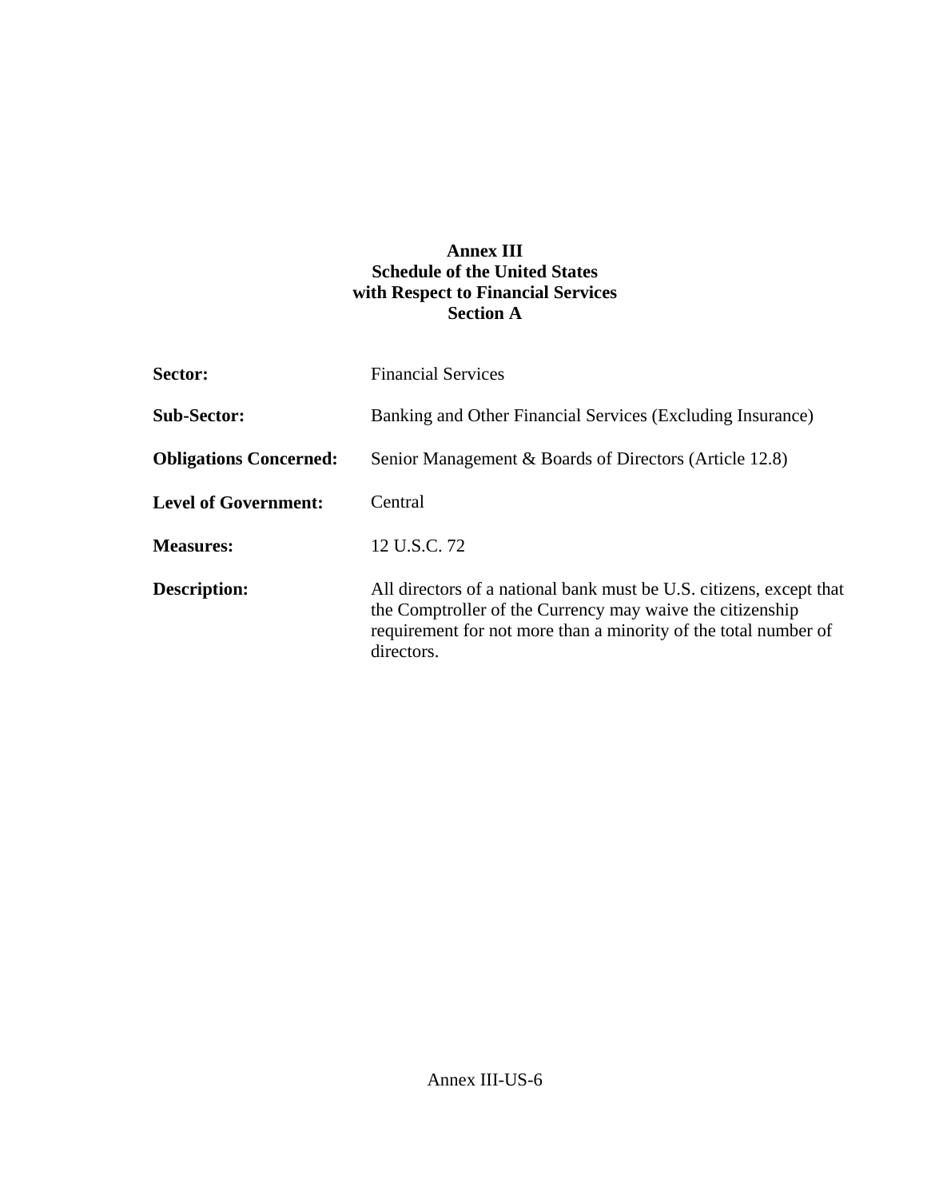**Annex III**
**Schedule of the United States**
**with Respect to Financial Services**
**Section A**

| | |
|---|---|
| **Sector:** | Financial Services |
| **Sub-Sector:** | Banking and Other Financial Services (Excluding Insurance) |
| **Obligations Concerned:** | Senior Management & Boards of Directors (Article 12.8) |
| **Level of Government:** | Central |
| **Measures:** | 12 U.S.C. 72 |
| **Description:** | All directors of a national bank must be U.S. citizens, except that the Comptroller of the Currency may waive the citizenship requirement for not more than a minority of the total number of directors. |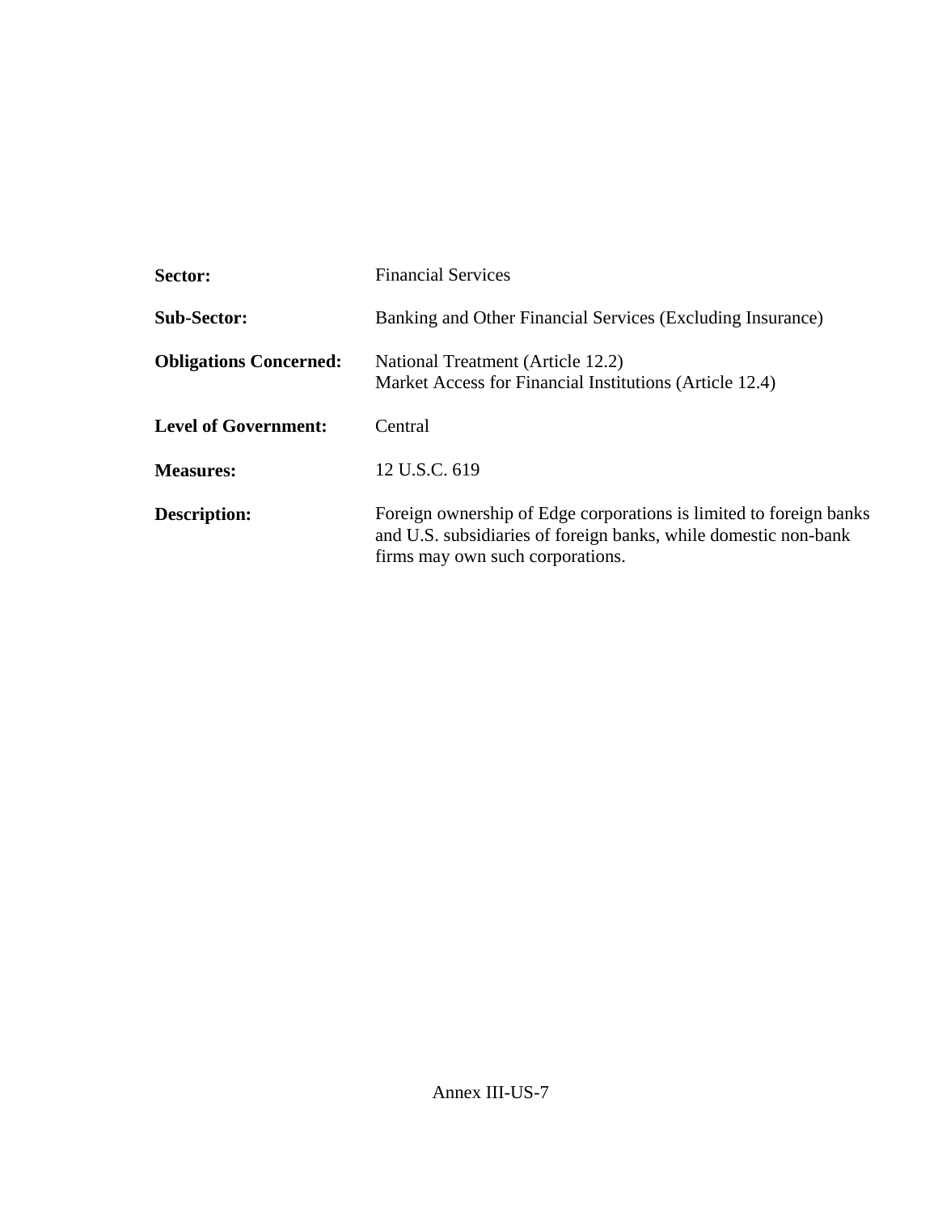**Sector:** Financial Services

**Sub-Sector:** Banking and Other Financial Services (Excluding Insurance)

**Obligations Concerned:** National Treatment (Article 12.2)
Market Access for Financial Institutions (Article 12.4)

**Level of Government:** Central

**Measures:** 12 U.S.C. 619

**Description:** Foreign ownership of Edge corporations is limited to foreign banks and U.S. subsidiaries of foreign banks, while domestic non-bank firms may own such corporations.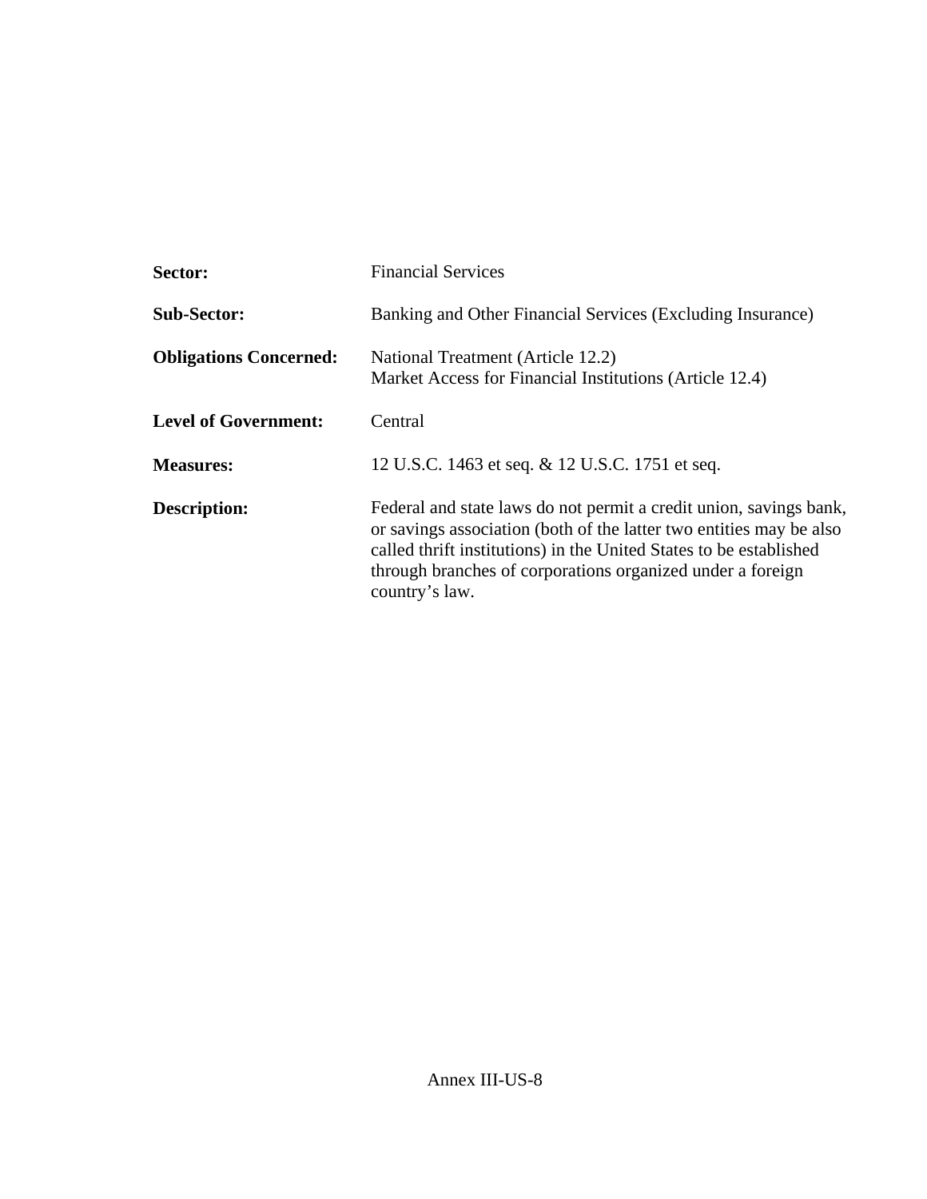**Sector:** Financial Services

**Sub-Sector:** Banking and Other Financial Services (Excluding Insurance)

**Obligations Concerned:** National Treatment (Article 12.2)
Market Access for Financial Institutions (Article 12.4)

**Level of Government:** Central

**Measures:** 12 U.S.C. 1463 et seq. & 12 U.S.C. 1751 et seq.

**Description:** Federal and state laws do not permit a credit union, savings bank, or savings association (both of the latter two entities may be also called thrift institutions) in the United States to be established through branches of corporations organized under a foreign country's law.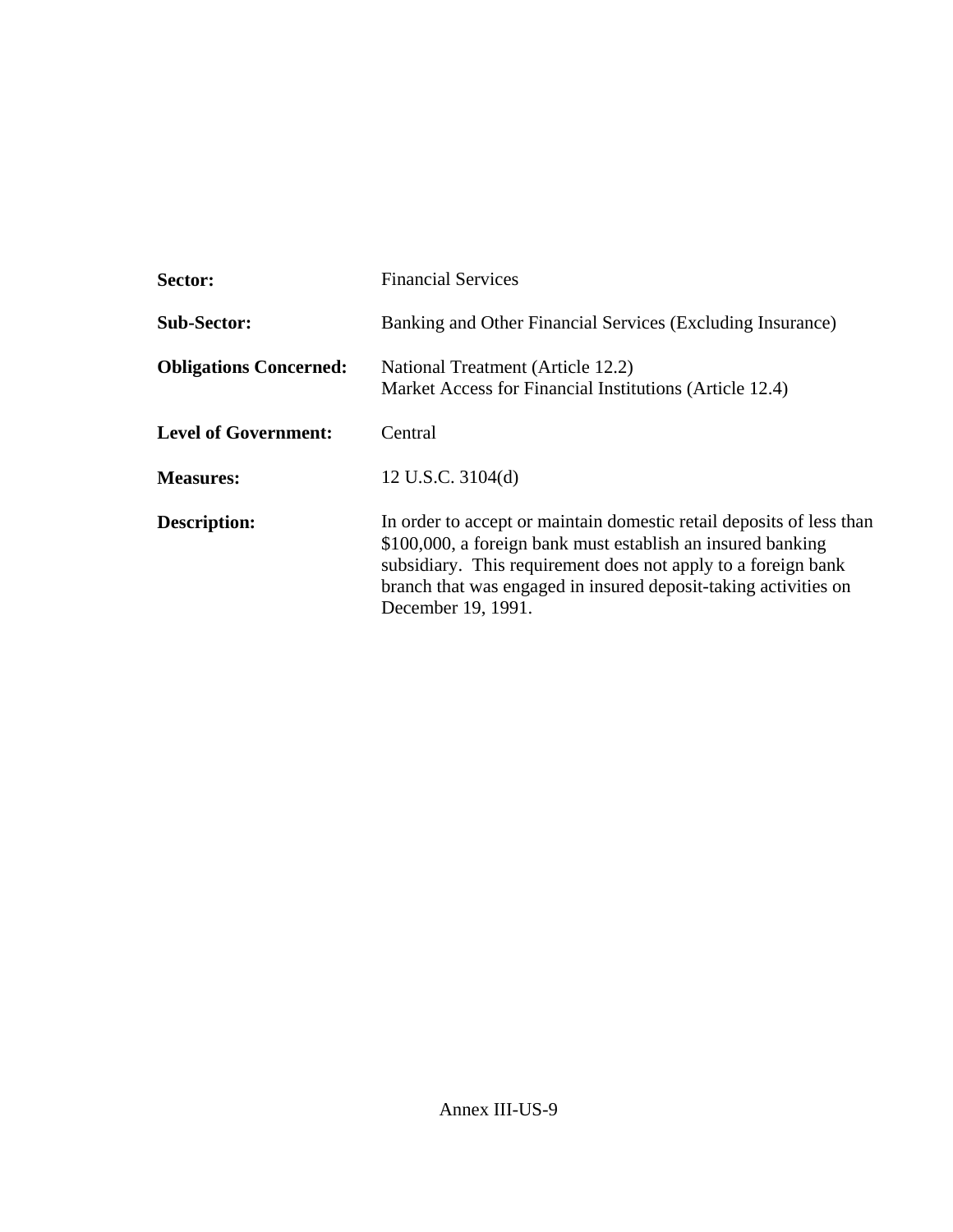| | |
|---|---|
| **Sector:** | Financial Services |
| **Sub-Sector:** | Banking and Other Financial Services (Excluding Insurance) |
| **Obligations Concerned:** | National Treatment (Article 12.2)<br>Market Access for Financial Institutions (Article 12.4) |
| **Level of Government:** | Central |
| **Measures:** | 12 U.S.C. 3104(d) |
| **Description:** | In order to accept or maintain domestic retail deposits of less than $100,000, a foreign bank must establish an insured banking subsidiary. This requirement does not apply to a foreign bank branch that was engaged in insured deposit-taking activities on December 19, 1991. |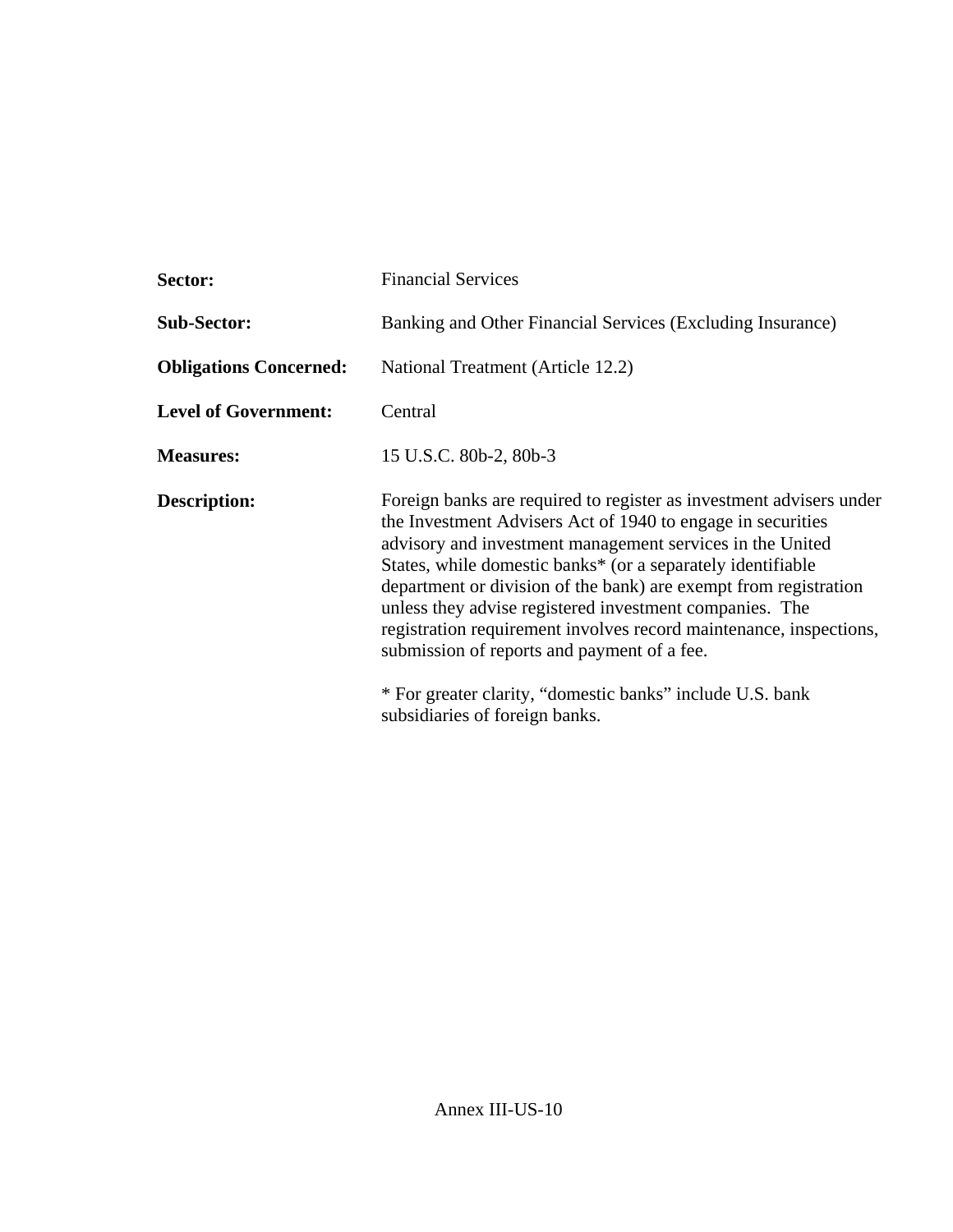**Sector:** Financial Services

**Sub-Sector:** Banking and Other Financial Services (Excluding Insurance)

**Obligations Concerned:** National Treatment (Article 12.2)

**Level of Government:** Central

**Measures:** 15 U.S.C. 80b-2, 80b-3

**Description:** Foreign banks are required to register as investment advisers under the Investment Advisers Act of 1940 to engage in securities advisory and investment management services in the United States, while domestic banks* (or a separately identifiable department or division of the bank) are exempt from registration unless they advise registered investment companies. The registration requirement involves record maintenance, inspections, submission of reports and payment of a fee.

\* For greater clarity, "domestic banks" include U.S. bank subsidiaries of foreign banks.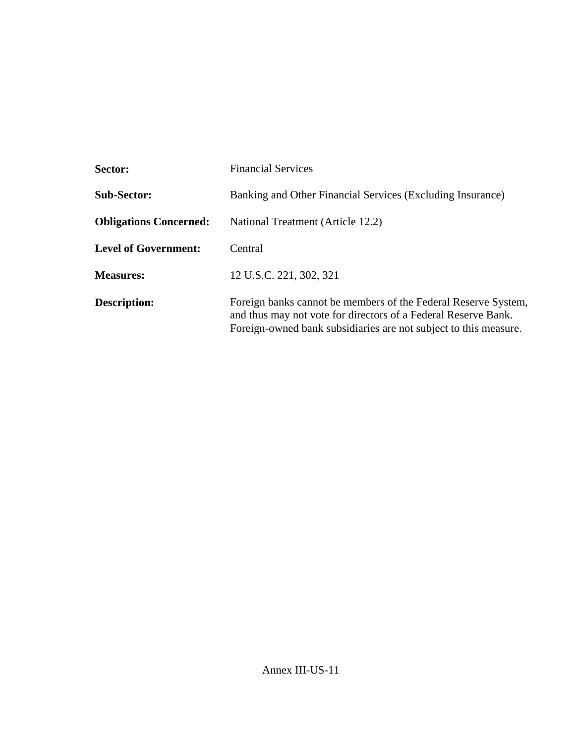| | |
|---|---|
| **Sector:** | Financial Services |
| **Sub-Sector:** | Banking and Other Financial Services (Excluding Insurance) |
| **Obligations Concerned:** | National Treatment (Article 12.2) |
| **Level of Government:** | Central |
| **Measures:** | 12 U.S.C. 221, 302, 321 |
| **Description:** | Foreign banks cannot be members of the Federal Reserve System, and thus may not vote for directors of a Federal Reserve Bank. Foreign-owned bank subsidiaries are not subject to this measure. |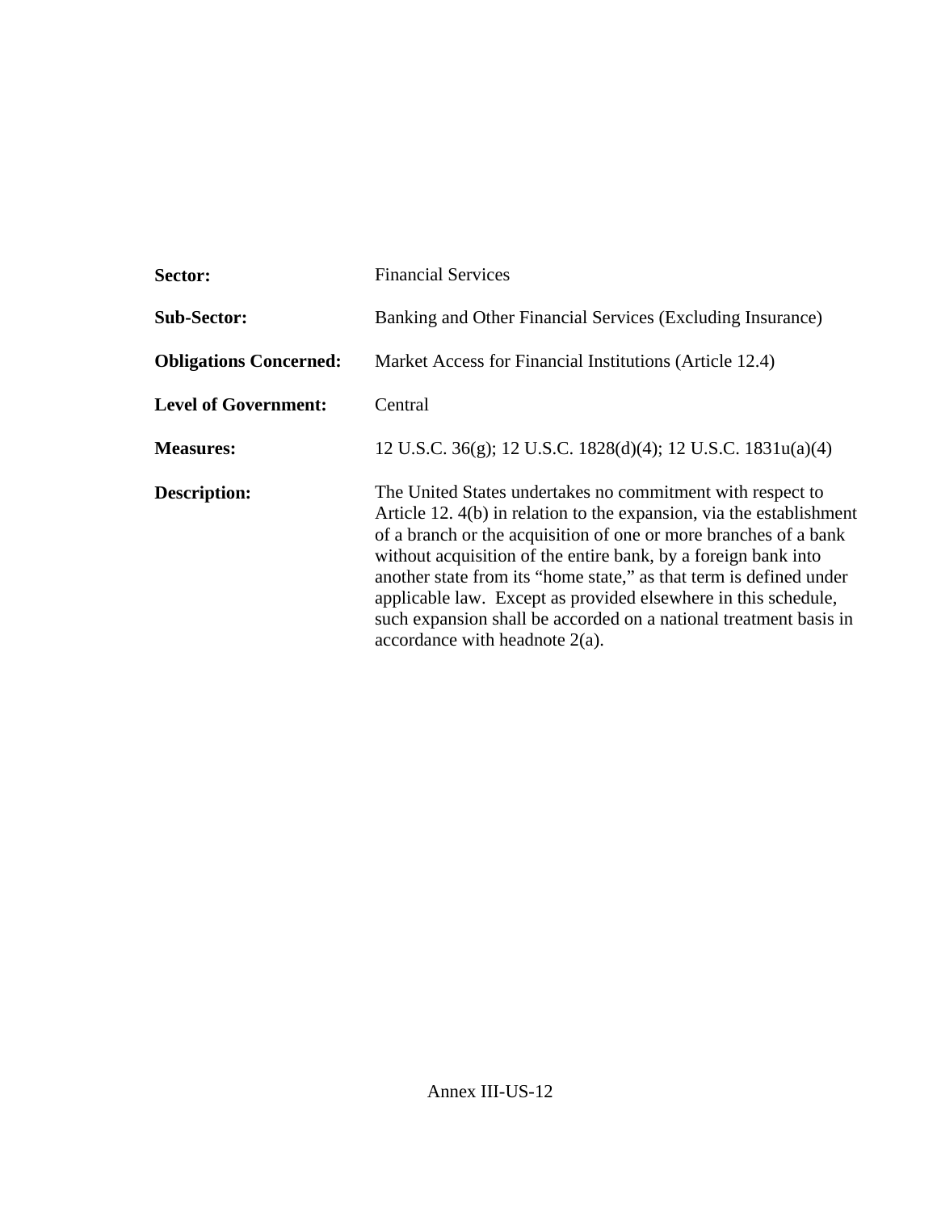**Sector:** Financial Services

**Sub-Sector:** Banking and Other Financial Services (Excluding Insurance)

**Obligations Concerned:** Market Access for Financial Institutions (Article 12.4)

**Level of Government:** Central

**Measures:** 12 U.S.C. 36(g); 12 U.S.C. 1828(d)(4); 12 U.S.C. 1831u(a)(4)

**Description:** The United States undertakes no commitment with respect to Article 12. 4(b) in relation to the expansion, via the establishment of a branch or the acquisition of one or more branches of a bank without acquisition of the entire bank, by a foreign bank into another state from its "home state," as that term is defined under applicable law. Except as provided elsewhere in this schedule, such expansion shall be accorded on a national treatment basis in accordance with headnote 2(a).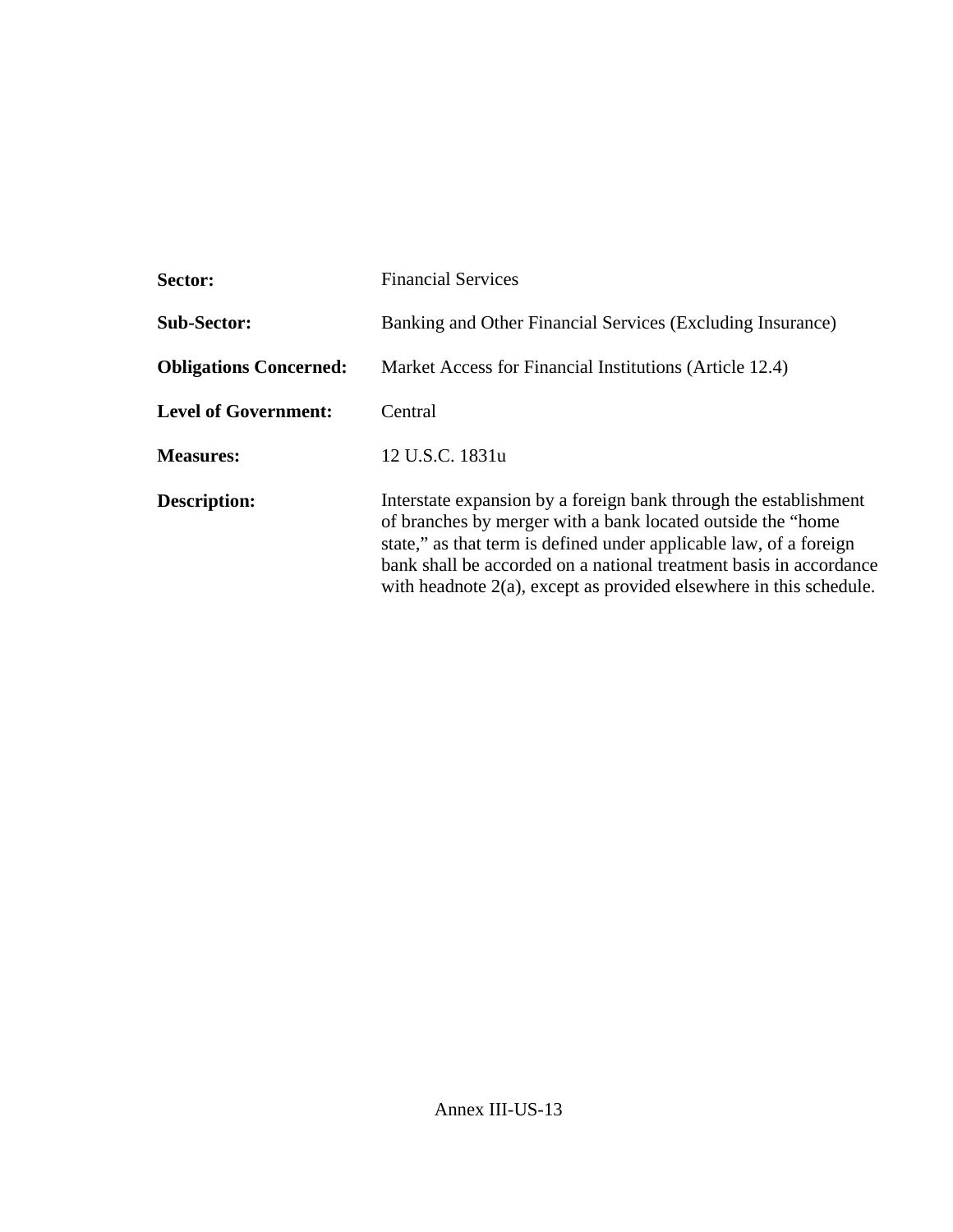**Sector:** Financial Services

**Sub-Sector:** Banking and Other Financial Services (Excluding Insurance)

**Obligations Concerned:** Market Access for Financial Institutions (Article 12.4)

**Level of Government:** Central

**Measures:** 12 U.S.C. 1831u

**Description:** Interstate expansion by a foreign bank through the establishment of branches by merger with a bank located outside the "home state," as that term is defined under applicable law, of a foreign bank shall be accorded on a national treatment basis in accordance with headnote 2(a), except as provided elsewhere in this schedule.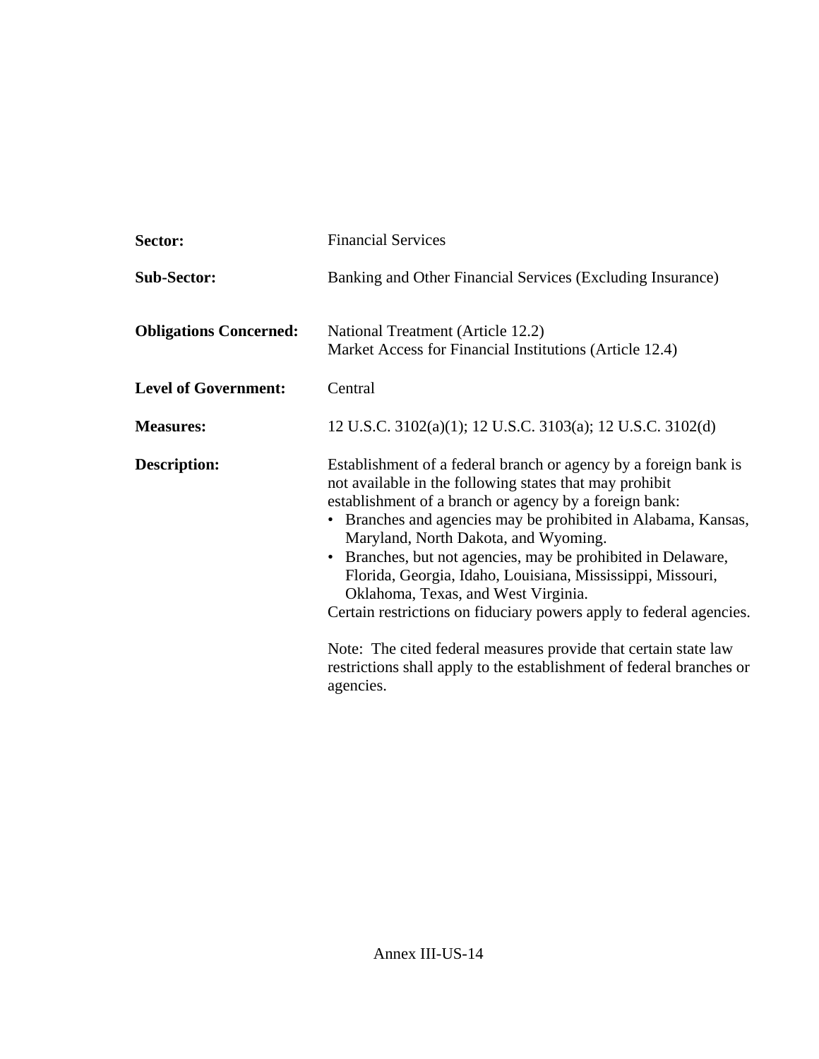| | |
|---|---|
| **Sector:** | Financial Services |
| **Sub-Sector:** | Banking and Other Financial Services (Excluding Insurance) |
| **Obligations Concerned:** | National Treatment (Article 12.2)<br>Market Access for Financial Institutions (Article 12.4) |
| **Level of Government:** | Central |
| **Measures:** | 12 U.S.C. 3102(a)(1); 12 U.S.C. 3103(a); 12 U.S.C. 3102(d) |
| **Description:** | Establishment of a federal branch or agency by a foreign bank is not available in the following states that may prohibit establishment of a branch or agency by a foreign bank:<br>• Branches and agencies may be prohibited in Alabama, Kansas, Maryland, North Dakota, and Wyoming.<br>• Branches, but not agencies, may be prohibited in Delaware, Florida, Georgia, Idaho, Louisiana, Mississippi, Missouri, Oklahoma, Texas, and West Virginia.<br>Certain restrictions on fiduciary powers apply to federal agencies.<br><br>Note: The cited federal measures provide that certain state law restrictions shall apply to the establishment of federal branches or agencies. |

Annex III-US-14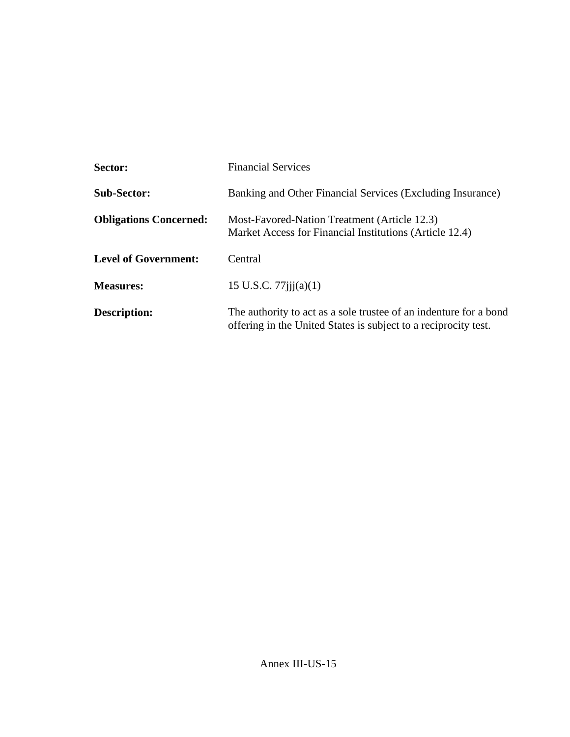| | |
|---|---|
| **Sector:** | Financial Services |
| **Sub-Sector:** | Banking and Other Financial Services (Excluding Insurance) |
| **Obligations Concerned:** | Most-Favored-Nation Treatment (Article 12.3)<br>Market Access for Financial Institutions (Article 12.4) |
| **Level of Government:** | Central |
| **Measures:** | 15 U.S.C. 77jjj(a)(1) |
| **Description:** | The authority to act as a sole trustee of an indenture for a bond offering in the United States is subject to a reciprocity test. |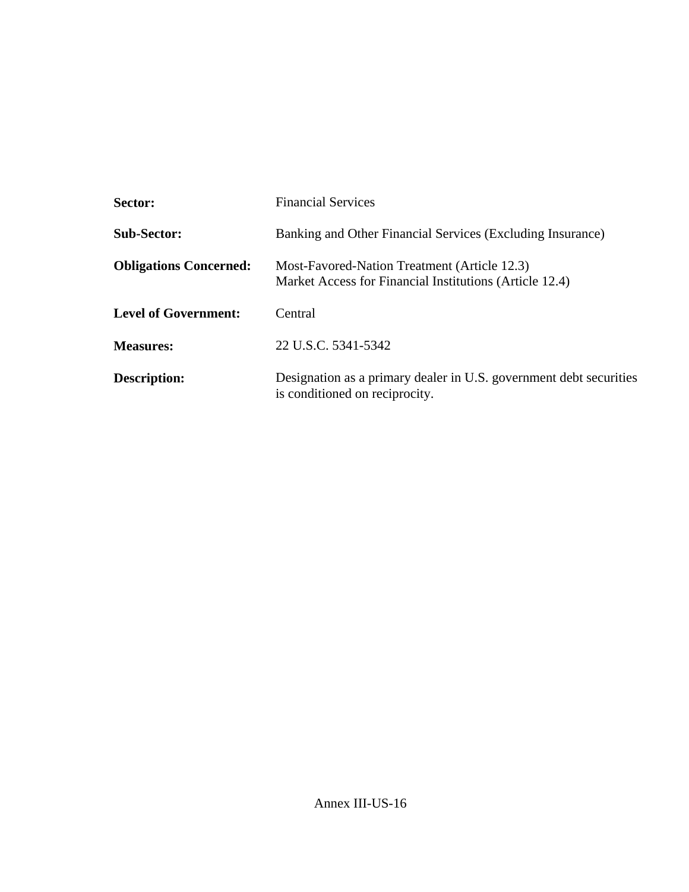| | |
|---|---|
| **Sector:** | Financial Services |
| **Sub-Sector:** | Banking and Other Financial Services (Excluding Insurance) |
| **Obligations Concerned:** | Most-Favored-Nation Treatment (Article 12.3)<br>Market Access for Financial Institutions (Article 12.4) |
| **Level of Government:** | Central |
| **Measures:** | 22 U.S.C. 5341-5342 |
| **Description:** | Designation as a primary dealer in U.S. government debt securities is conditioned on reciprocity. |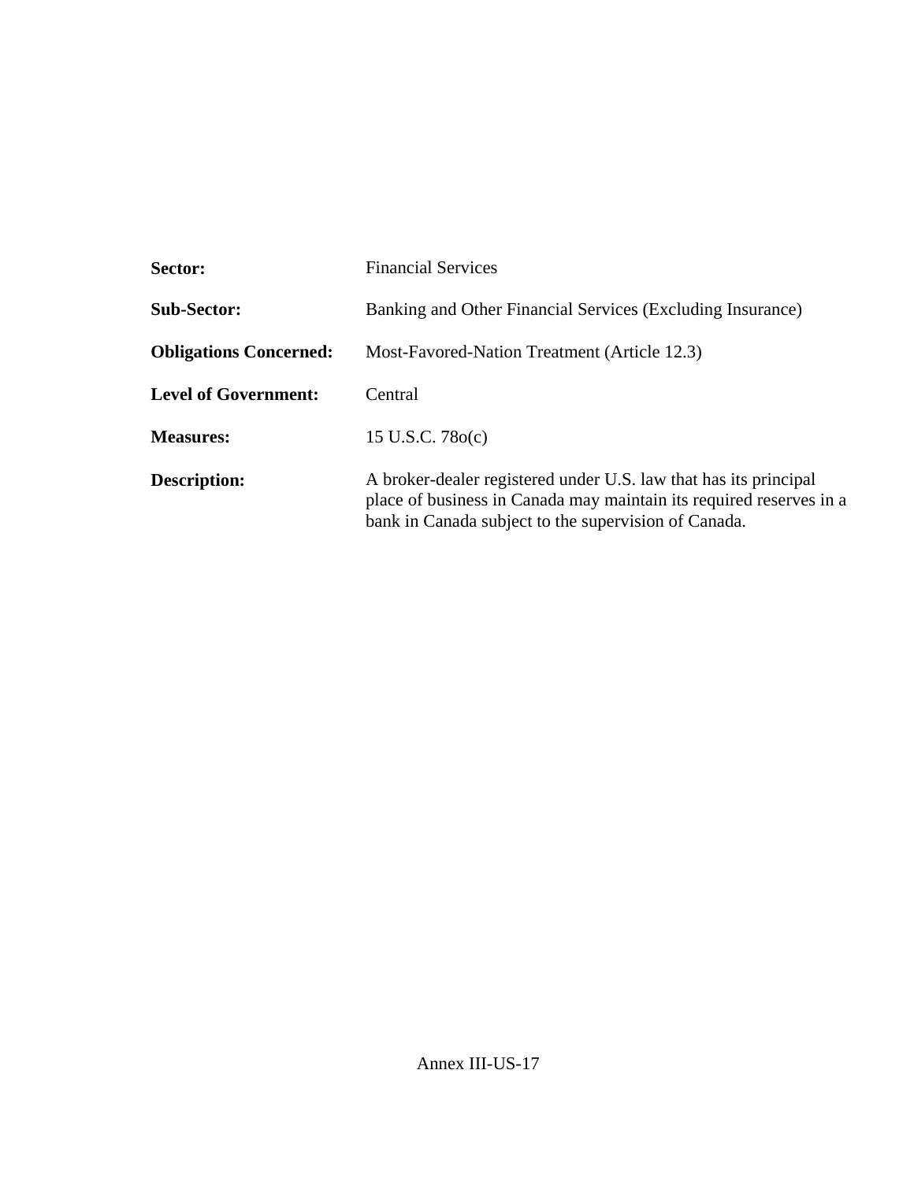| | |
|---|---|
| **Sector:** | Financial Services |
| **Sub-Sector:** | Banking and Other Financial Services (Excluding Insurance) |
| **Obligations Concerned:** | Most-Favored-Nation Treatment (Article 12.3) |
| **Level of Government:** | Central |
| **Measures:** | 15 U.S.C. 78o(c) |
| **Description:** | A broker-dealer registered under U.S. law that has its principal place of business in Canada may maintain its required reserves in a bank in Canada subject to the supervision of Canada. |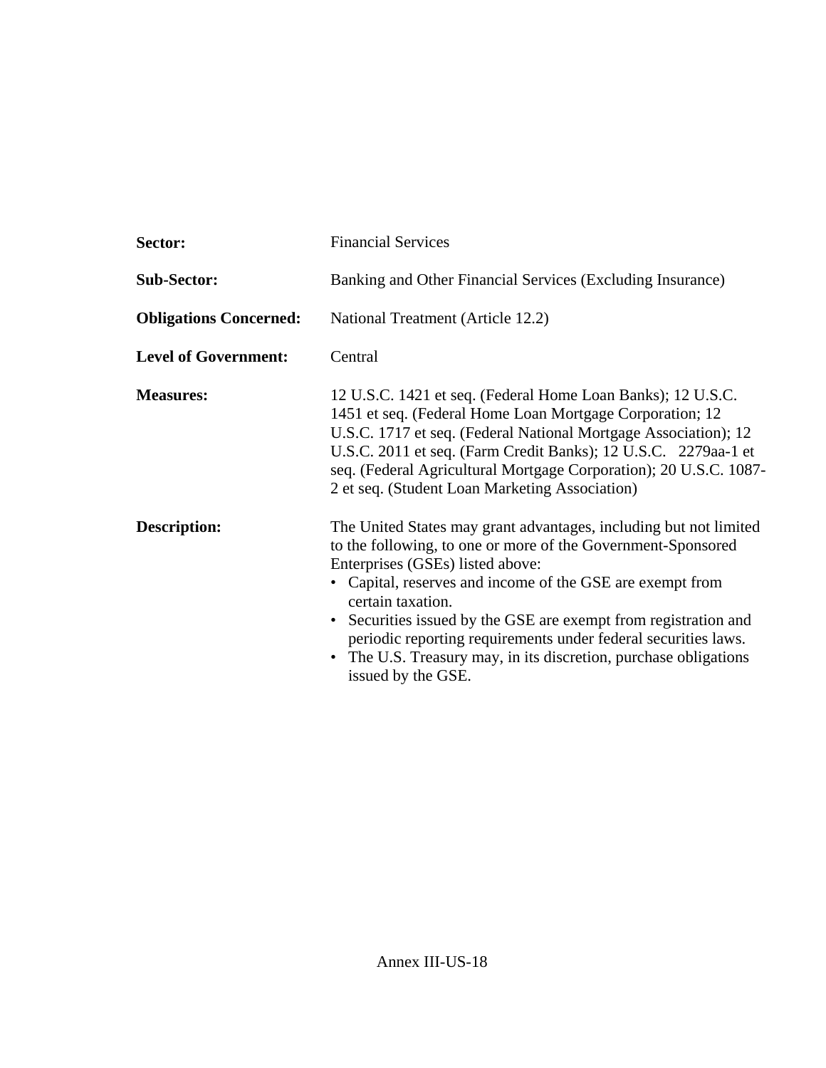| | |
|---|---|
| **Sector:** | Financial Services |
| **Sub-Sector:** | Banking and Other Financial Services (Excluding Insurance) |
| **Obligations Concerned:** | National Treatment (Article 12.2) |
| **Level of Government:** | Central |
| **Measures:** | 12 U.S.C. 1421 et seq. (Federal Home Loan Banks); 12 U.S.C. 1451 et seq. (Federal Home Loan Mortgage Corporation; 12 U.S.C. 1717 et seq. (Federal National Mortgage Association); 12 U.S.C. 2011 et seq. (Farm Credit Banks); 12 U.S.C. 2279aa-1 et seq. (Federal Agricultural Mortgage Corporation); 20 U.S.C. 1087-2 et seq. (Student Loan Marketing Association) |
| **Description:** | The United States may grant advantages, including but not limited to the following, to one or more of the Government-Sponsored Enterprises (GSEs) listed above:<br>• Capital, reserves and income of the GSE are exempt from certain taxation.<br>• Securities issued by the GSE are exempt from registration and periodic reporting requirements under federal securities laws.<br>• The U.S. Treasury may, in its discretion, purchase obligations issued by the GSE. |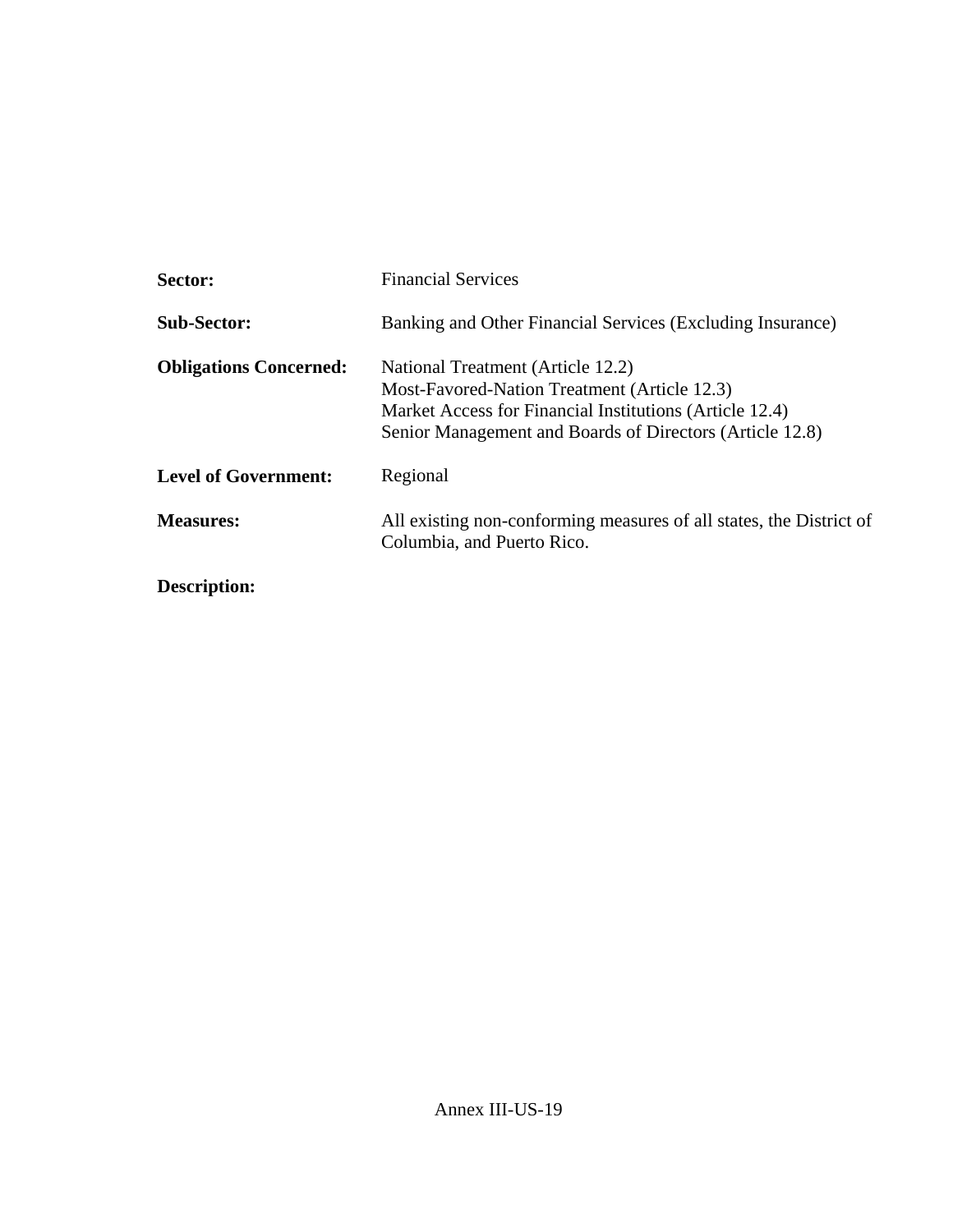**Sector:** Financial Services

**Sub-Sector:** Banking and Other Financial Services (Excluding Insurance)

**Obligations Concerned:** National Treatment (Article 12.2)
Most-Favored-Nation Treatment (Article 12.3)
Market Access for Financial Institutions (Article 12.4)
Senior Management and Boards of Directors (Article 12.8)

**Level of Government:** Regional

**Measures:** All existing non-conforming measures of all states, the District of Columbia, and Puerto Rico.

**Description:**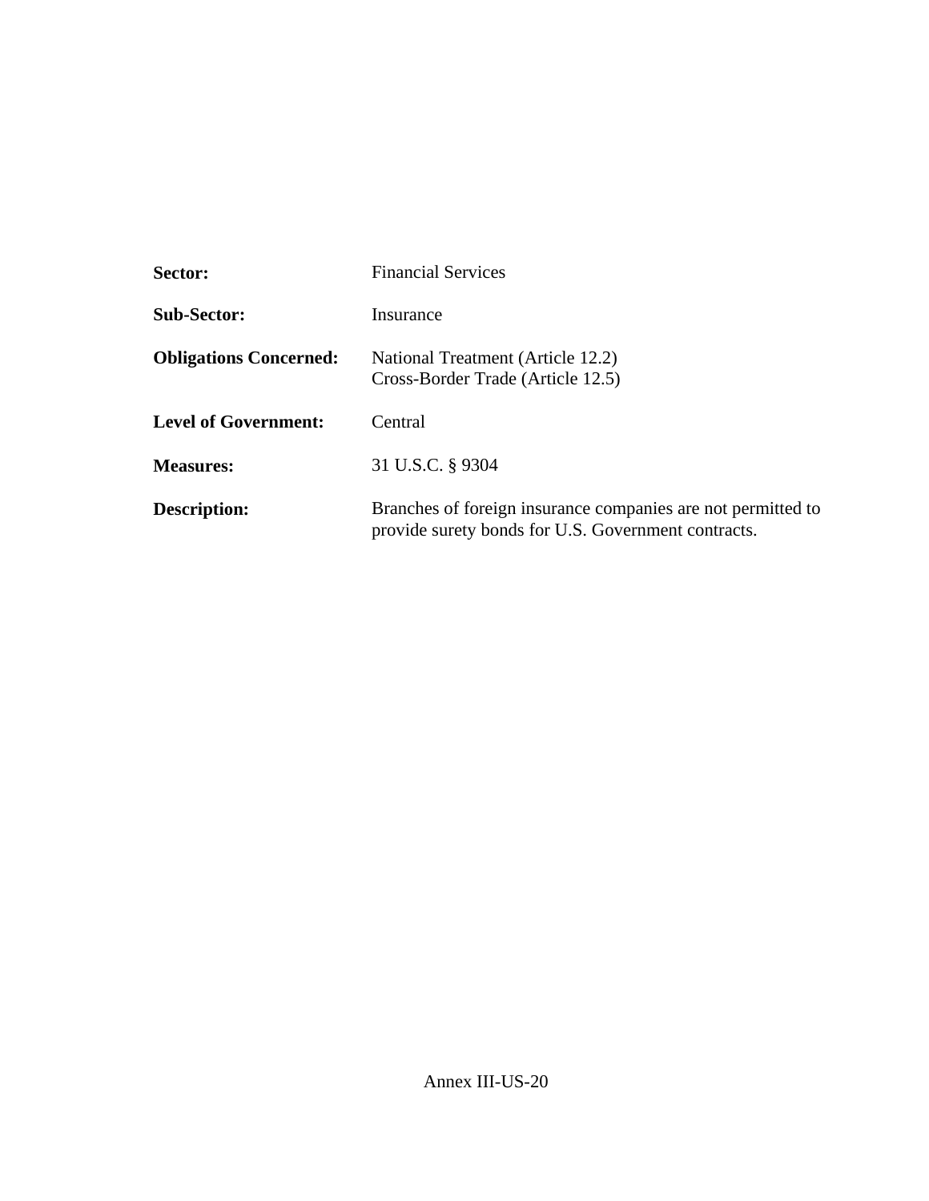**Sector:** Financial Services

**Sub-Sector:** Insurance

**Obligations Concerned:** National Treatment (Article 12.2)
Cross-Border Trade (Article 12.5)

**Level of Government:** Central

**Measures:** 31 U.S.C. § 9304

**Description:** Branches of foreign insurance companies are not permitted to provide surety bonds for U.S. Government contracts.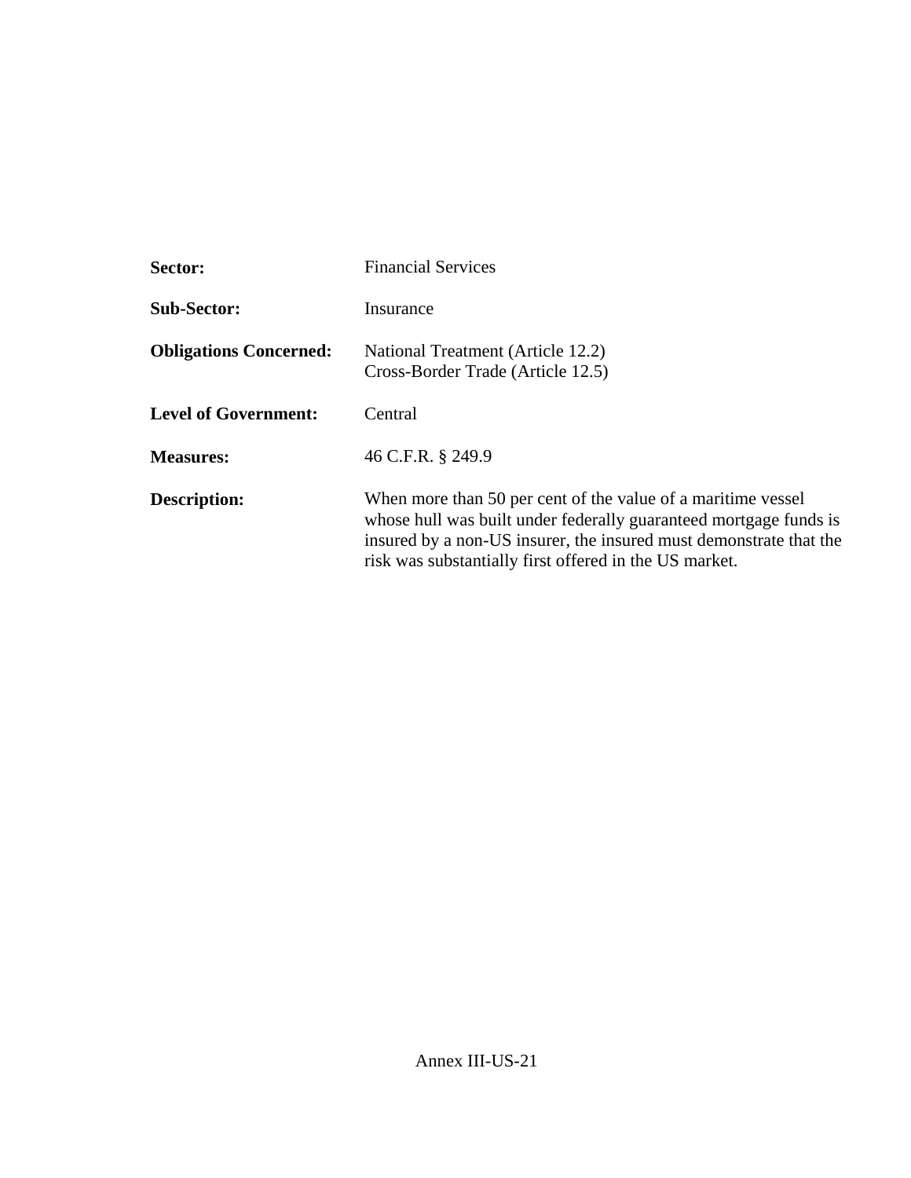| | |
|---|---|
| **Sector:** | Financial Services |
| **Sub-Sector:** | Insurance |
| **Obligations Concerned:** | National Treatment (Article 12.2)<br>Cross-Border Trade (Article 12.5) |
| **Level of Government:** | Central |
| **Measures:** | 46 C.F.R. § 249.9 |
| **Description:** | When more than 50 per cent of the value of a maritime vessel whose hull was built under federally guaranteed mortgage funds is insured by a non-US insurer, the insured must demonstrate that the risk was substantially first offered in the US market. |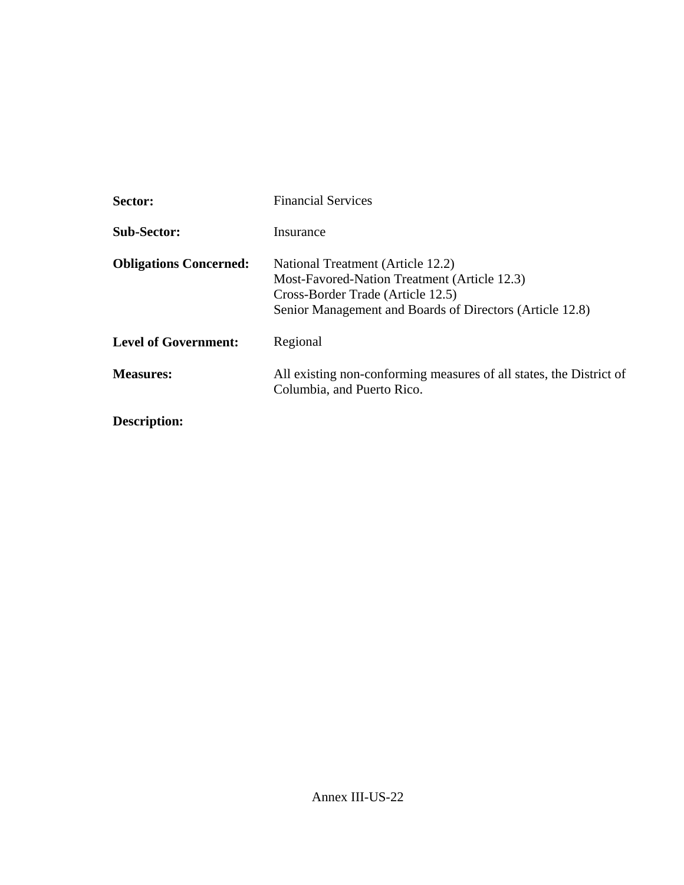| | |
|---|---|
| **Sector:** | Financial Services |
| **Sub-Sector:** | Insurance |
| **Obligations Concerned:** | National Treatment (Article 12.2)<br>Most-Favored-Nation Treatment (Article 12.3)<br>Cross-Border Trade (Article 12.5)<br>Senior Management and Boards of Directors (Article 12.8) |
| **Level of Government:** | Regional |
| **Measures:** | All existing non-conforming measures of all states, the District of Columbia, and Puerto Rico. |

**Description:**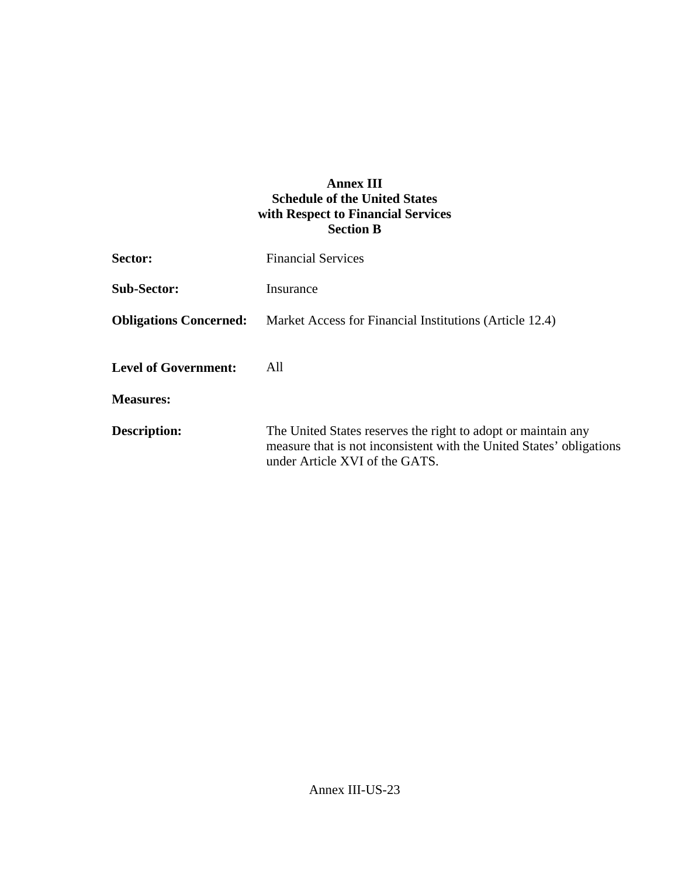**Annex III**
**Schedule of the United States**
**with Respect to Financial Services**
**Section B**

**Sector:** Financial Services

**Sub-Sector:** Insurance

**Obligations Concerned:** Market Access for Financial Institutions (Article 12.4)

**Level of Government:** All

**Measures:**

**Description:** The United States reserves the right to adopt or maintain any measure that is not inconsistent with the United States' obligations under Article XVI of the GATS.